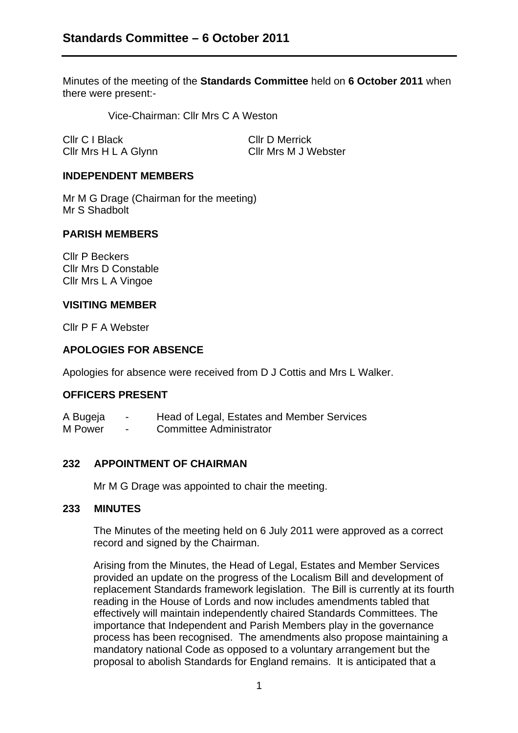# Standards Committee – 6 October 2011

Minutes of the meeting of the **Standards Committee** held on **6 October 2011** when there were present:-

Vice-Chairman: Cllr Mrs C A Weston

Cllr C I Black
Cllr Mrs H L A Glynn
Cllr D Merrick
Cllr Mrs M J Webster

**INDEPENDENT MEMBERS**

Mr M G Drage (Chairman for the meeting)
Mr S Shadbolt

**PARISH MEMBERS**

Cllr P Beckers
Cllr Mrs D Constable
Cllr Mrs L A Vingoe

**VISITING MEMBER**

Cllr P F A Webster

**APOLOGIES FOR ABSENCE**

Apologies for absence were received from D J Cottis and Mrs L Walker.

**OFFICERS PRESENT**

| | | |
|---|---|---|
| A Bugeja | - | Head of Legal, Estates and Member Services |
| M Power | - | Committee Administrator |

**232 APPOINTMENT OF CHAIRMAN**

Mr M G Drage was appointed to chair the meeting.

**233 MINUTES**

The Minutes of the meeting held on 6 July 2011 were approved as a correct record and signed by the Chairman.

Arising from the Minutes, the Head of Legal, Estates and Member Services provided an update on the progress of the Localism Bill and development of replacement Standards framework legislation. The Bill is currently at its fourth reading in the House of Lords and now includes amendments tabled that effectively will maintain independently chaired Standards Committees. The importance that Independent and Parish Members play in the governance process has been recognised. The amendments also propose maintaining a mandatory national Code as opposed to a voluntary arrangement but the proposal to abolish Standards for England remains. It is anticipated that a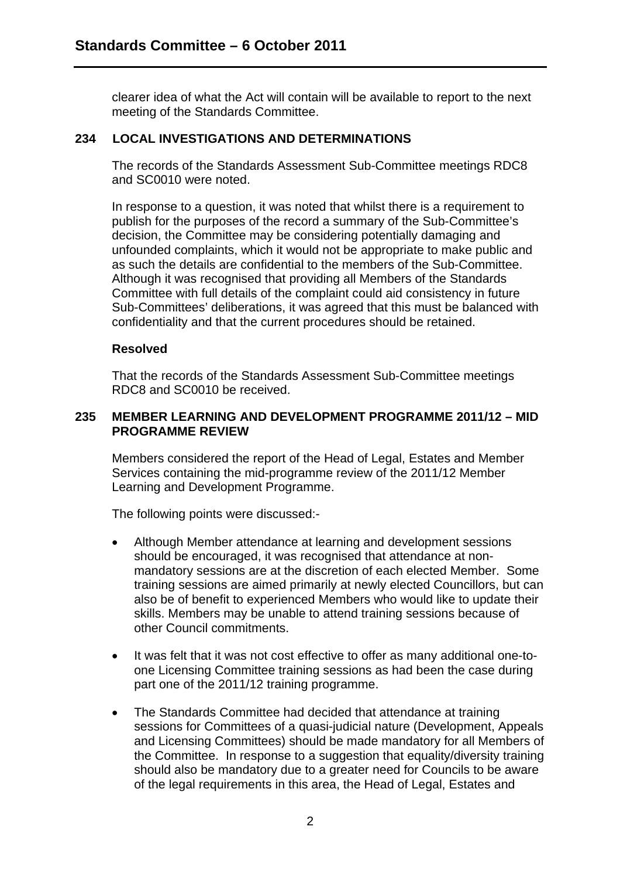clearer idea of what the Act will contain will be available to report to the next meeting of the Standards Committee.

## 234 LOCAL INVESTIGATIONS AND DETERMINATIONS

The records of the Standards Assessment Sub-Committee meetings RDC8 and SC0010 were noted.

In response to a question, it was noted that whilst there is a requirement to publish for the purposes of the record a summary of the Sub-Committee's decision, the Committee may be considering potentially damaging and unfounded complaints, which it would not be appropriate to make public and as such the details are confidential to the members of the Sub-Committee. Although it was recognised that providing all Members of the Standards Committee with full details of the complaint could aid consistency in future Sub-Committees' deliberations, it was agreed that this must be balanced with confidentiality and that the current procedures should be retained.

**Resolved**

That the records of the Standards Assessment Sub-Committee meetings RDC8 and SC0010 be received.

## 235 MEMBER LEARNING AND DEVELOPMENT PROGRAMME 2011/12 – MID PROGRAMME REVIEW

Members considered the report of the Head of Legal, Estates and Member Services containing the mid-programme review of the 2011/12 Member Learning and Development Programme.

The following points were discussed:-

- Although Member attendance at learning and development sessions should be encouraged, it was recognised that attendance at non-mandatory sessions are at the discretion of each elected Member. Some training sessions are aimed primarily at newly elected Councillors, but can also be of benefit to experienced Members who would like to update their skills. Members may be unable to attend training sessions because of other Council commitments.

- It was felt that it was not cost effective to offer as many additional one-to-one Licensing Committee training sessions as had been the case during part one of the 2011/12 training programme.

- The Standards Committee had decided that attendance at training sessions for Committees of a quasi-judicial nature (Development, Appeals and Licensing Committees) should be made mandatory for all Members of the Committee. In response to a suggestion that equality/diversity training should also be mandatory due to a greater need for Councils to be aware of the legal requirements in this area, the Head of Legal, Estates and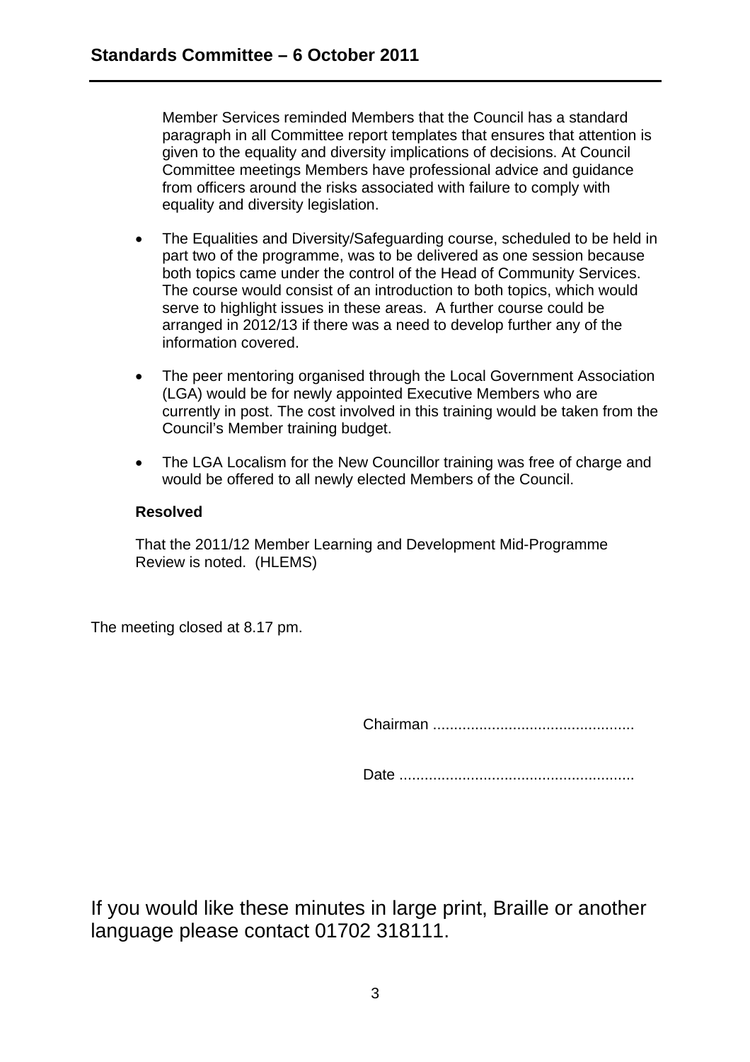Member Services reminded Members that the Council has a standard paragraph in all Committee report templates that ensures that attention is given to the equality and diversity implications of decisions. At Council Committee meetings Members have professional advice and guidance from officers around the risks associated with failure to comply with equality and diversity legislation.

- The Equalities and Diversity/Safeguarding course, scheduled to be held in part two of the programme, was to be delivered as one session because both topics came under the control of the Head of Community Services. The course would consist of an introduction to both topics, which would serve to highlight issues in these areas. A further course could be arranged in 2012/13 if there was a need to develop further any of the information covered.
- The peer mentoring organised through the Local Government Association (LGA) would be for newly appointed Executive Members who are currently in post. The cost involved in this training would be taken from the Council's Member training budget.
- The LGA Localism for the New Councillor training was free of charge and would be offered to all newly elected Members of the Council.

**Resolved**

That the 2011/12 Member Learning and Development Mid-Programme Review is noted. (HLEMS)

The meeting closed at 8.17 pm.

Chairman ...............................................

Date .......................................................

If you would like these minutes in large print, Braille or another language please contact 01702 318111.